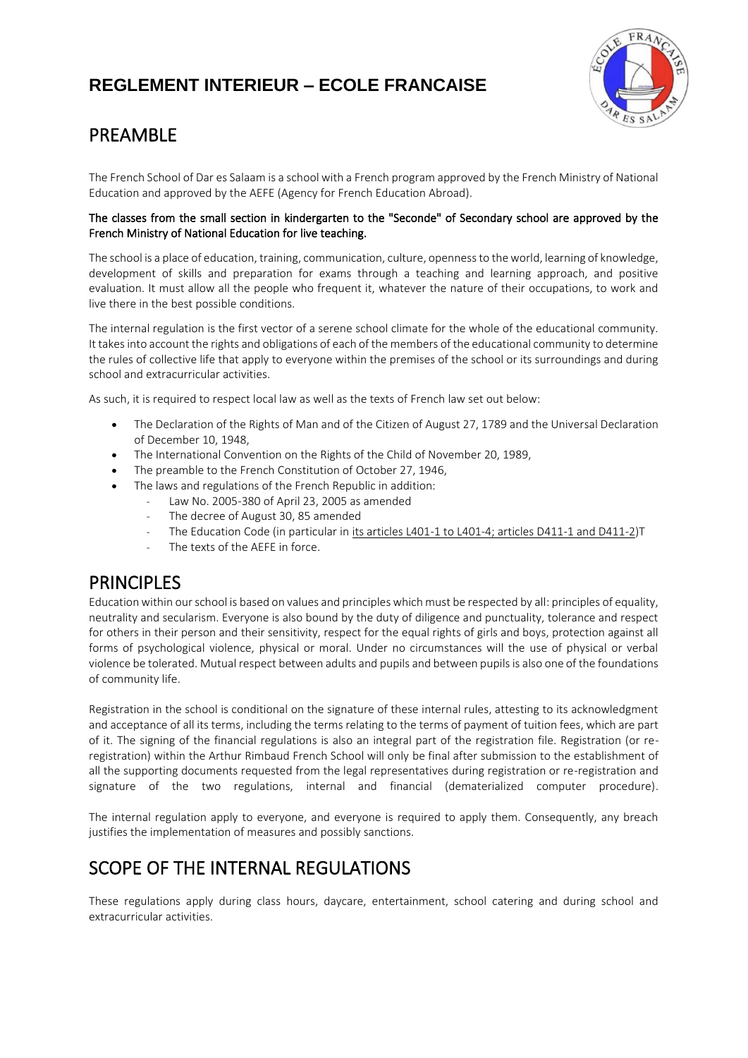# REGLEMENT INTERIEUR – ECOLE FRANCAISE

## PREAMBLE

The French School of Dar es Salaam is a school with a French program approved by the French Ministry of National Education and approved by the AEFE (Agency for French Education Abroad).

**The classes from the small section in kindergarten to the "Seconde" of Secondary school are approved by the French Ministry of National Education for live teaching.**

The school is a place of education, training, communication, culture, openness to the world, learning of knowledge, development of skills and preparation for exams through a teaching and learning approach, and positive evaluation. It must allow all the people who frequent it, whatever the nature of their occupations, to work and live there in the best possible conditions.

The internal regulation is the first vector of a serene school climate for the whole of the educational community. It takes into account the rights and obligations of each of the members of the educational community to determine the rules of collective life that apply to everyone within the premises of the school or its surroundings and during school and extracurricular activities.

As such, it is required to respect local law as well as the texts of French law set out below:

- The Declaration of the Rights of Man and of the Citizen of August 27, 1789 and the Universal Declaration of December 10, 1948,
- The International Convention on the Rights of the Child of November 20, 1989,
- The preamble to the French Constitution of October 27, 1946,
- The laws and regulations of the French Republic in addition:
  - Law No. 2005-380 of April 23, 2005 as amended
  - The decree of August 30, 85 amended
  - The Education Code (in particular in its articles L401-1 to L401-4; articles D411-1 and D411-2)T
  - The texts of the AEFE in force.

## PRINCIPLES

Education within our school is based on values and principles which must be respected by all: principles of equality, neutrality and secularism. Everyone is also bound by the duty of diligence and punctuality, tolerance and respect for others in their person and their sensitivity, respect for the equal rights of girls and boys, protection against all forms of psychological violence, physical or moral. Under no circumstances will the use of physical or verbal violence be tolerated. Mutual respect between adults and pupils and between pupils is also one of the foundations of community life.

Registration in the school is conditional on the signature of these internal rules, attesting to its acknowledgment and acceptance of all its terms, including the terms relating to the terms of payment of tuition fees, which are part of it. The signing of the financial regulations is also an integral part of the registration file. Registration (or re-registration) within the Arthur Rimbaud French School will only be final after submission to the establishment of all the supporting documents requested from the legal representatives during registration or re-registration and signature of the two regulations, internal and financial (dematerialized computer procedure).

The internal regulation apply to everyone, and everyone is required to apply them. Consequently, any breach justifies the implementation of measures and possibly sanctions.

## SCOPE OF THE INTERNAL REGULATIONS

These regulations apply during class hours, daycare, entertainment, school catering and during school and extracurricular activities.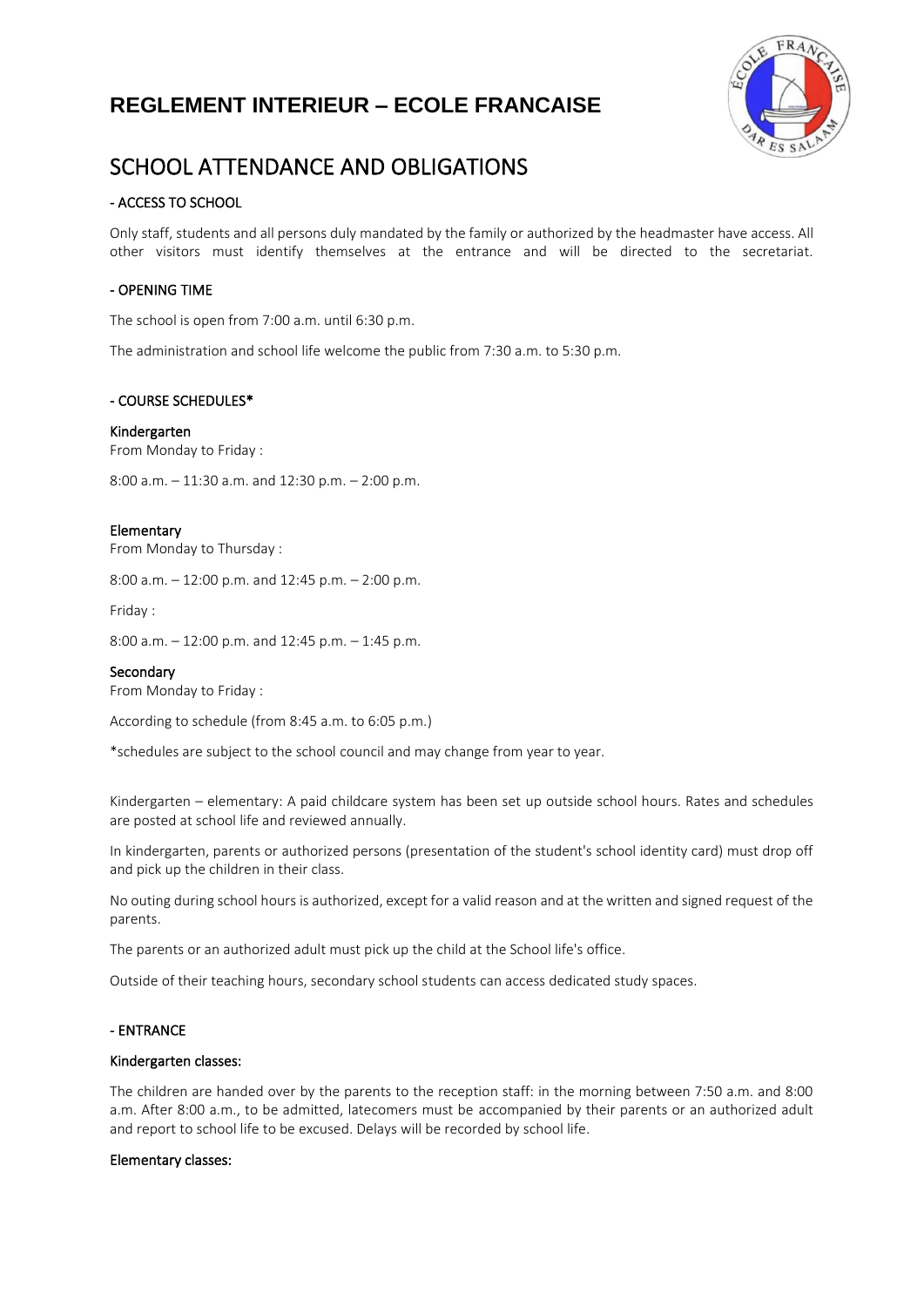# REGLEMENT INTERIEUR – ECOLE FRANCAISE

## SCHOOL ATTENDANCE AND OBLIGATIONS

### - ACCESS TO SCHOOL

Only staff, students and all persons duly mandated by the family or authorized by the headmaster have access. All other visitors must identify themselves at the entrance and will be directed to the secretariat.

### - OPENING TIME

The school is open from 7:00 a.m. until 6:30 p.m.

The administration and school life welcome the public from 7:30 a.m. to 5:30 p.m.

### - COURSE SCHEDULES*

**Kindergarten**
From Monday to Friday :

8:00 a.m. – 11:30 a.m. and 12:30 p.m. – 2:00 p.m.

**Elementary**
From Monday to Thursday :

8:00 a.m. – 12:00 p.m. and 12:45 p.m. – 2:00 p.m.

Friday :

8:00 a.m. – 12:00 p.m. and 12:45 p.m. – 1:45 p.m.

**Secondary**
From Monday to Friday :

According to schedule (from 8:45 a.m. to 6:05 p.m.)

*schedules are subject to the school council and may change from year to year.

Kindergarten – elementary: A paid childcare system has been set up outside school hours. Rates and schedules are posted at school life and reviewed annually.

In kindergarten, parents or authorized persons (presentation of the student's school identity card) must drop off and pick up the children in their class.

No outing during school hours is authorized, except for a valid reason and at the written and signed request of the parents.

The parents or an authorized adult must pick up the child at the School life's office.

Outside of their teaching hours, secondary school students can access dedicated study spaces.

### - ENTRANCE

**Kindergarten classes:**

The children are handed over by the parents to the reception staff: in the morning between 7:50 a.m. and 8:00 a.m. After 8:00 a.m., to be admitted, latecomers must be accompanied by their parents or an authorized adult and report to school life to be excused. Delays will be recorded by school life.

**Elementary classes:**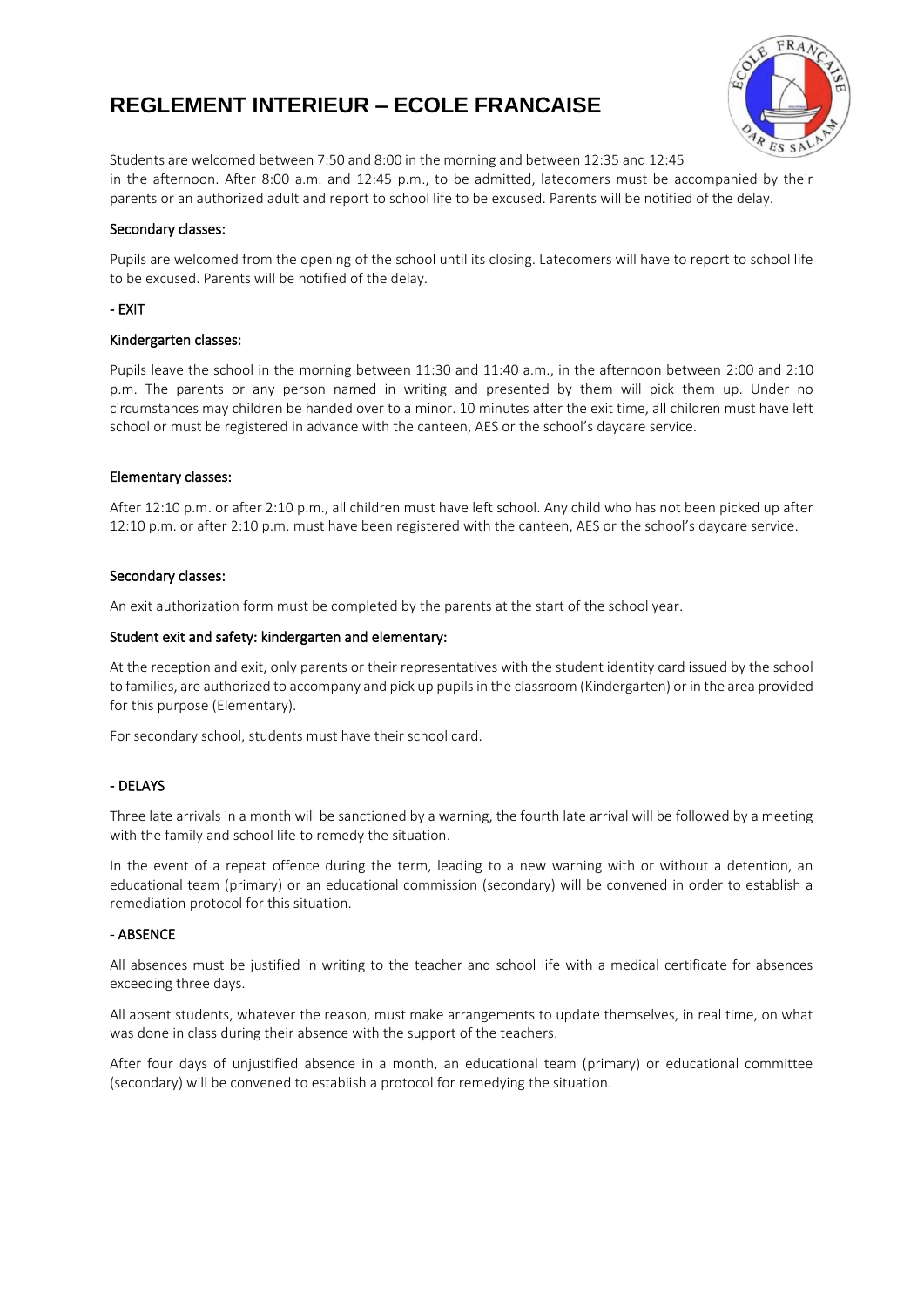# REGLEMENT INTERIEUR – ECOLE FRANCAISE

Students are welcomed between 7:50 and 8:00 in the morning and between 12:35 and 12:45 in the afternoon. After 8:00 a.m. and 12:45 p.m., to be admitted, latecomers must be accompanied by their parents or an authorized adult and report to school life to be excused. Parents will be notified of the delay.

### Secondary classes:

Pupils are welcomed from the opening of the school until its closing. Latecomers will have to report to school life to be excused. Parents will be notified of the delay.

## - EXIT

### Kindergarten classes:

Pupils leave the school in the morning between 11:30 and 11:40 a.m., in the afternoon between 2:00 and 2:10 p.m. The parents or any person named in writing and presented by them will pick them up. Under no circumstances may children be handed over to a minor. 10 minutes after the exit time, all children must have left school or must be registered in advance with the canteen, AES or the school's daycare service.

### Elementary classes:

After 12:10 p.m. or after 2:10 p.m., all children must have left school. Any child who has not been picked up after 12:10 p.m. or after 2:10 p.m. must have been registered with the canteen, AES or the school's daycare service.

### Secondary classes:

An exit authorization form must be completed by the parents at the start of the school year.

### Student exit and safety: kindergarten and elementary:

At the reception and exit, only parents or their representatives with the student identity card issued by the school to families, are authorized to accompany and pick up pupils in the classroom (Kindergarten) or in the area provided for this purpose (Elementary).

For secondary school, students must have their school card.

## - DELAYS

Three late arrivals in a month will be sanctioned by a warning, the fourth late arrival will be followed by a meeting with the family and school life to remedy the situation.

In the event of a repeat offence during the term, leading to a new warning with or without a detention, an educational team (primary) or an educational commission (secondary) will be convened in order to establish a remediation protocol for this situation.

## - ABSENCE

All absences must be justified in writing to the teacher and school life with a medical certificate for absences exceeding three days.

All absent students, whatever the reason, must make arrangements to update themselves, in real time, on what was done in class during their absence with the support of the teachers.

After four days of unjustified absence in a month, an educational team (primary) or educational committee (secondary) will be convened to establish a protocol for remedying the situation.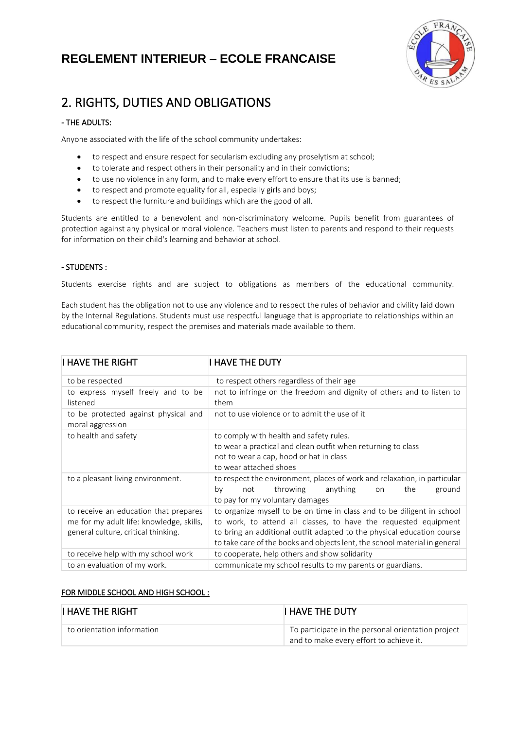# REGLEMENT INTERIEUR – ECOLE FRANCAISE

## 2. RIGHTS, DUTIES AND OBLIGATIONS

### - THE ADULTS:

Anyone associated with the life of the school community undertakes:

- to respect and ensure respect for secularism excluding any proselytism at school;
- to tolerate and respect others in their personality and in their convictions;
- to use no violence in any form, and to make every effort to ensure that its use is banned;
- to respect and promote equality for all, especially girls and boys;
- to respect the furniture and buildings which are the good of all.

Students are entitled to a benevolent and non-discriminatory welcome. Pupils benefit from guarantees of protection against any physical or moral violence. Teachers must listen to parents and respond to their requests for information on their child's learning and behavior at school.

### - STUDENTS :

Students exercise rights and are subject to obligations as members of the educational community.

Each student has the obligation not to use any violence and to respect the rules of behavior and civility laid down by the Internal Regulations. Students must use respectful language that is appropriate to relationships within an educational community, respect the premises and materials made available to them.

| I HAVE THE RIGHT | I HAVE THE DUTY |
|---|---|
| to be respected | to respect others regardless of their age |
| to express myself freely and to be listened | not to infringe on the freedom and dignity of others and to listen to them |
| to be protected against physical and moral aggression | not to use violence or to admit the use of it |
| to health and safety | to comply with health and safety rules.<br>to wear a practical and clean outfit when returning to class<br>not to wear a cap, hood or hat in class<br>to wear attached shoes |
| to a pleasant living environment. | to respect the environment, places of work and relaxation, in particular by not throwing anything on the ground<br>to pay for my voluntary damages |
| to receive an education that prepares me for my adult life: knowledge, skills, general culture, critical thinking. | to organize myself to be on time in class and to be diligent in school to work, to attend all classes, to have the requested equipment<br>to bring an additional outfit adapted to the physical education course<br>to take care of the books and objects lent, the school material in general |
| to receive help with my school work | to cooperate, help others and show solidarity |
| to an evaluation of my work. | communicate my school results to my parents or guardians. |

<u>FOR MIDDLE SCHOOL AND HIGH SCHOOL :</u>

| I HAVE THE RIGHT | I HAVE THE DUTY |
|---|---|
| to orientation information | To participate in the personal orientation project and to make every effort to achieve it. |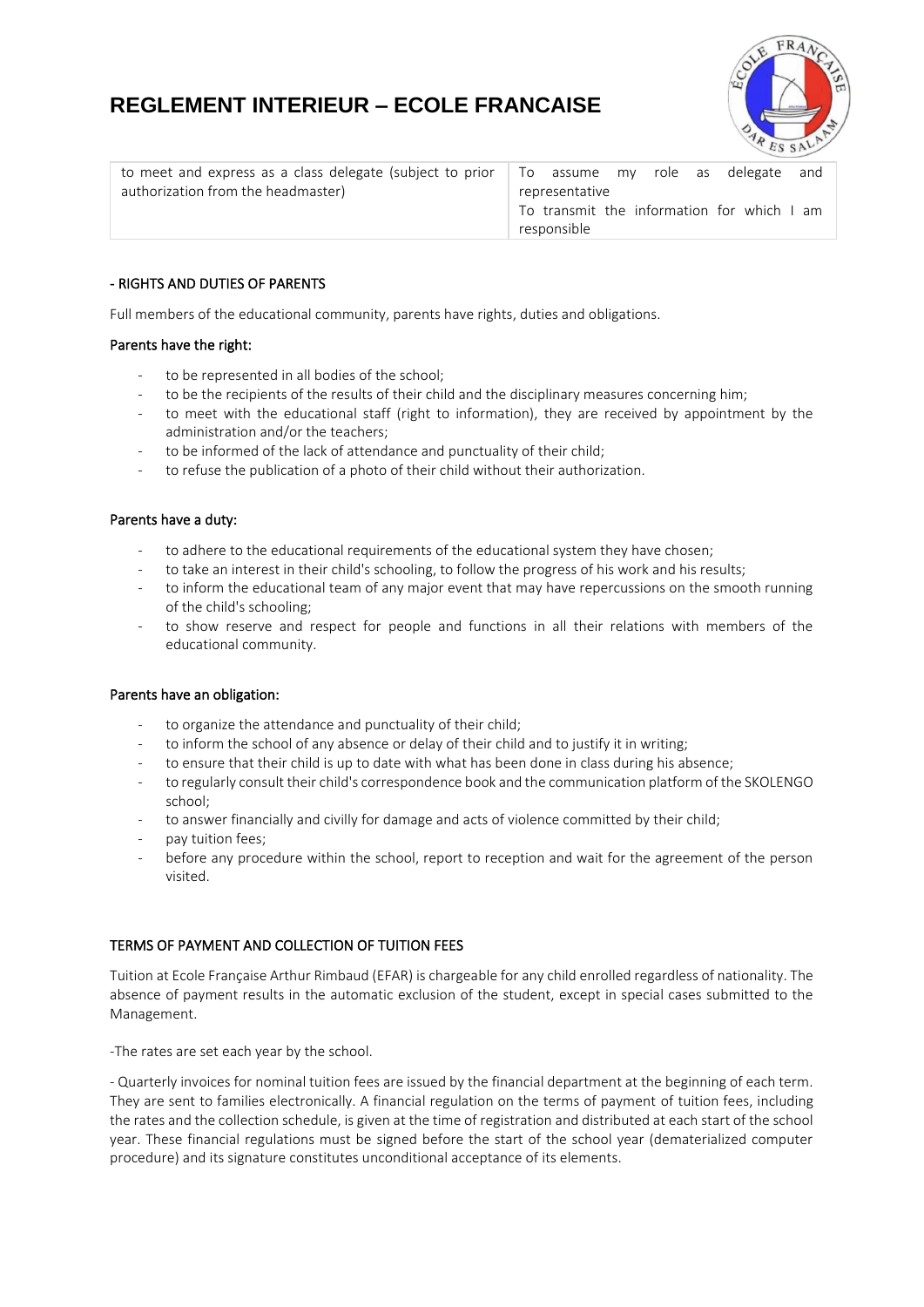| to meet and express as a class delegate (subject to prior authorization from the headmaster) | To assume my role as delegate and representative<br>To transmit the information for which I am responsible |
|---|---|

## - RIGHTS AND DUTIES OF PARENTS

Full members of the educational community, parents have rights, duties and obligations.

### Parents have the right:

- to be represented in all bodies of the school;
- to be the recipients of the results of their child and the disciplinary measures concerning him;
- to meet with the educational staff (right to information), they are received by appointment by the administration and/or the teachers;
- to be informed of the lack of attendance and punctuality of their child;
- to refuse the publication of a photo of their child without their authorization.

### Parents have a duty:

- to adhere to the educational requirements of the educational system they have chosen;
- to take an interest in their child's schooling, to follow the progress of his work and his results;
- to inform the educational team of any major event that may have repercussions on the smooth running of the child's schooling;
- to show reserve and respect for people and functions in all their relations with members of the educational community.

### Parents have an obligation:

- to organize the attendance and punctuality of their child;
- to inform the school of any absence or delay of their child and to justify it in writing;
- to ensure that their child is up to date with what has been done in class during his absence;
- to regularly consult their child's correspondence book and the communication platform of the SKOLENGO school;
- to answer financially and civilly for damage and acts of violence committed by their child;
- pay tuition fees;
- before any procedure within the school, report to reception and wait for the agreement of the person visited.

## TERMS OF PAYMENT AND COLLECTION OF TUITION FEES

Tuition at Ecole Française Arthur Rimbaud (EFAR) is chargeable for any child enrolled regardless of nationality. The absence of payment results in the automatic exclusion of the student, except in special cases submitted to the Management.

-The rates are set each year by the school.

- Quarterly invoices for nominal tuition fees are issued by the financial department at the beginning of each term. They are sent to families electronically. A financial regulation on the terms of payment of tuition fees, including the rates and the collection schedule, is given at the time of registration and distributed at each start of the school year. These financial regulations must be signed before the start of the school year (dematerialized computer procedure) and its signature constitutes unconditional acceptance of its elements.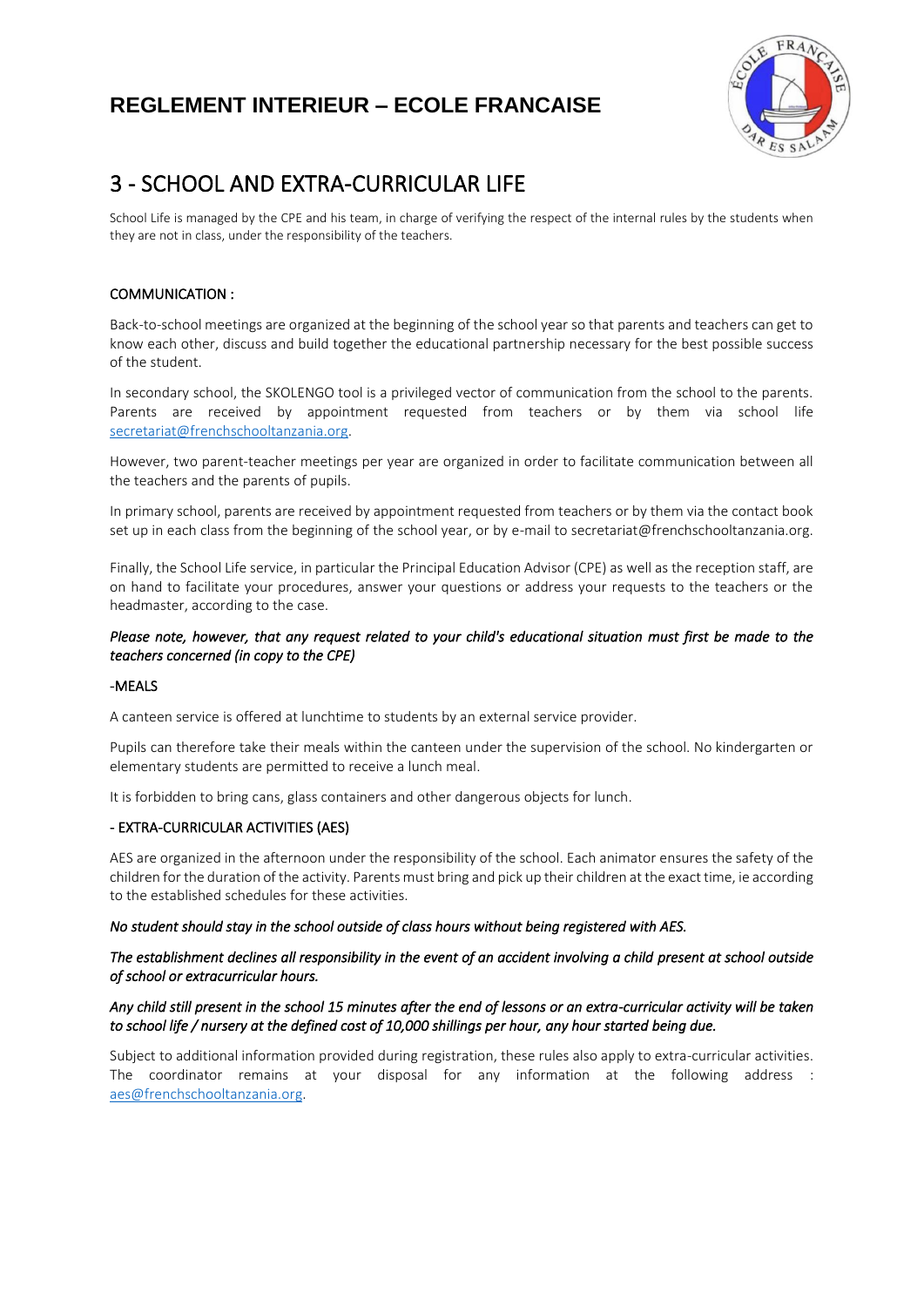# REGLEMENT INTERIEUR – ECOLE FRANCAISE

## 3 - SCHOOL AND EXTRA-CURRICULAR LIFE

School Life is managed by the CPE and his team, in charge of verifying the respect of the internal rules by the students when they are not in class, under the responsibility of the teachers.

### COMMUNICATION :

Back-to-school meetings are organized at the beginning of the school year so that parents and teachers can get to know each other, discuss and build together the educational partnership necessary for the best possible success of the student.

In secondary school, the SKOLENGO tool is a privileged vector of communication from the school to the parents. Parents are received by appointment requested from teachers or by them via school life secretariat@frenchschooltanzania.org.

However, two parent-teacher meetings per year are organized in order to facilitate communication between all the teachers and the parents of pupils.

In primary school, parents are received by appointment requested from teachers or by them via the contact book set up in each class from the beginning of the school year, or by e-mail to secretariat@frenchschooltanzania.org.

Finally, the School Life service, in particular the Principal Education Advisor (CPE) as well as the reception staff, are on hand to facilitate your procedures, answer your questions or address your requests to the teachers or the headmaster, according to the case.

*Please note, however, that any request related to your child's educational situation must first be made to the teachers concerned (in copy to the CPE)*

### -MEALS

A canteen service is offered at lunchtime to students by an external service provider.

Pupils can therefore take their meals within the canteen under the supervision of the school. No kindergarten or elementary students are permitted to receive a lunch meal.

It is forbidden to bring cans, glass containers and other dangerous objects for lunch.

### - EXTRA-CURRICULAR ACTIVITIES (AES)

AES are organized in the afternoon under the responsibility of the school. Each animator ensures the safety of the children for the duration of the activity. Parents must bring and pick up their children at the exact time, ie according to the established schedules for these activities.

***No student should stay in the school outside of class hours without being registered with AES.***

***The establishment declines all responsibility in the event of an accident involving a child present at school outside of school or extracurricular hours.***

***Any child still present in the school 15 minutes after the end of lessons or an extra-curricular activity will be taken to school life / nursery at the defined cost of 10,000 shillings per hour, any hour started being due.***

Subject to additional information provided during registration, these rules also apply to extra-curricular activities. The coordinator remains at your disposal for any information at the following address : aes@frenchschooltanzania.org.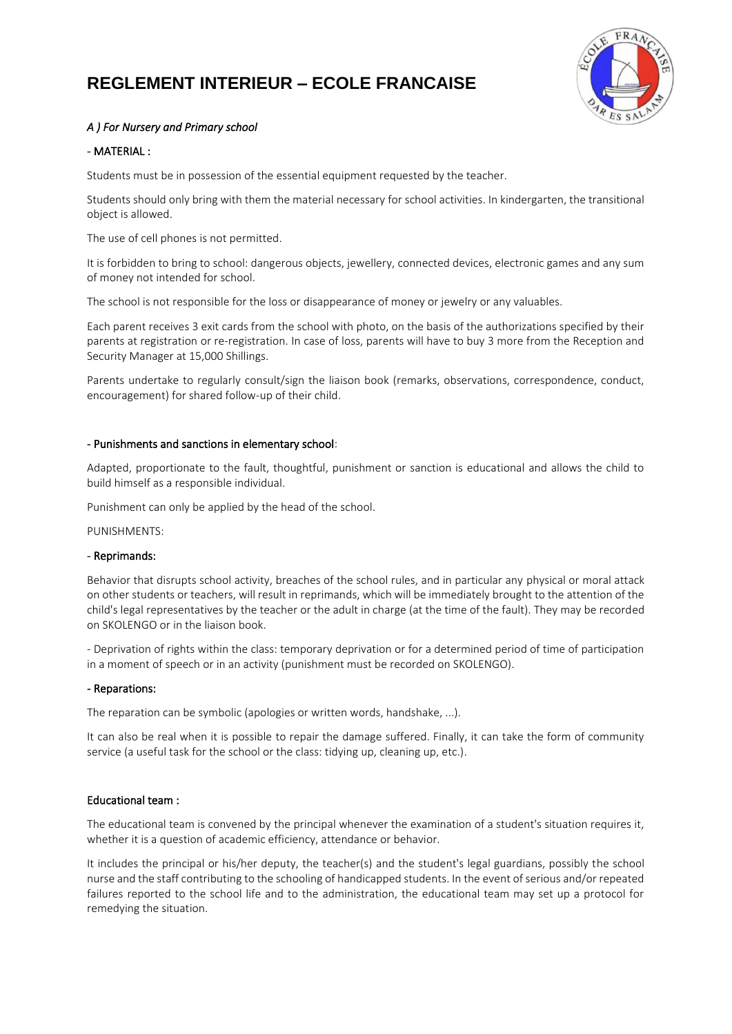# REGLEMENT INTERIEUR – ECOLE FRANCAISE

*A ) For Nursery and Primary school*

## - MATERIAL :

Students must be in possession of the essential equipment requested by the teacher.

Students should only bring with them the material necessary for school activities. In kindergarten, the transitional object is allowed.

The use of cell phones is not permitted.

It is forbidden to bring to school: dangerous objects, jewellery, connected devices, electronic games and any sum of money not intended for school.

The school is not responsible for the loss or disappearance of money or jewelry or any valuables.

Each parent receives 3 exit cards from the school with photo, on the basis of the authorizations specified by their parents at registration or re-registration. In case of loss, parents will have to buy 3 more from the Reception and Security Manager at 15,000 Shillings.

Parents undertake to regularly consult/sign the liaison book (remarks, observations, correspondence, conduct, encouragement) for shared follow-up of their child.

## - Punishments and sanctions in elementary school:

Adapted, proportionate to the fault, thoughtful, punishment or sanction is educational and allows the child to build himself as a responsible individual.

Punishment can only be applied by the head of the school.

PUNISHMENTS:

### - Reprimands:

Behavior that disrupts school activity, breaches of the school rules, and in particular any physical or moral attack on other students or teachers, will result in reprimands, which will be immediately brought to the attention of the child's legal representatives by the teacher or the adult in charge (at the time of the fault). They may be recorded on SKOLENGO or in the liaison book.

- Deprivation of rights within the class: temporary deprivation or for a determined period of time of participation in a moment of speech or in an activity (punishment must be recorded on SKOLENGO).

### - Reparations:

The reparation can be symbolic (apologies or written words, handshake, ...).

It can also be real when it is possible to repair the damage suffered. Finally, it can take the form of community service (a useful task for the school or the class: tidying up, cleaning up, etc.).

### Educational team :

The educational team is convened by the principal whenever the examination of a student's situation requires it, whether it is a question of academic efficiency, attendance or behavior.

It includes the principal or his/her deputy, the teacher(s) and the student's legal guardians, possibly the school nurse and the staff contributing to the schooling of handicapped students. In the event of serious and/or repeated failures reported to the school life and to the administration, the educational team may set up a protocol for remedying the situation.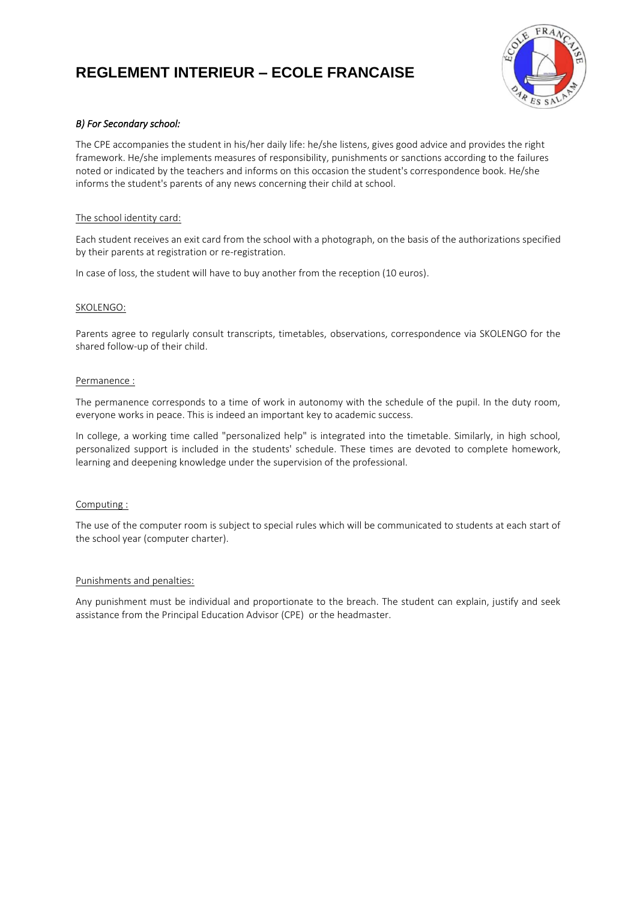# REGLEMENT INTERIEUR – ECOLE FRANCAISE

*B) For Secondary school:*

The CPE accompanies the student in his/her daily life: he/she listens, gives good advice and provides the right framework. He/she implements measures of responsibility, punishments or sanctions according to the failures noted or indicated by the teachers and informs on this occasion the student's correspondence book. He/she informs the student's parents of any news concerning their child at school.

<u>The school identity card:</u>

Each student receives an exit card from the school with a photograph, on the basis of the authorizations specified by their parents at registration or re-registration.

In case of loss, the student will have to buy another from the reception (10 euros).

<u>SKOLENGO:</u>

Parents agree to regularly consult transcripts, timetables, observations, correspondence via SKOLENGO for the shared follow-up of their child.

<u>Permanence :</u>

The permanence corresponds to a time of work in autonomy with the schedule of the pupil. In the duty room, everyone works in peace. This is indeed an important key to academic success.

In college, a working time called "personalized help" is integrated into the timetable. Similarly, in high school, personalized support is included in the students' schedule. These times are devoted to complete homework, learning and deepening knowledge under the supervision of the professional.

<u>Computing :</u>

The use of the computer room is subject to special rules which will be communicated to students at each start of the school year (computer charter).

<u>Punishments and penalties:</u>

Any punishment must be individual and proportionate to the breach. The student can explain, justify and seek assistance from the Principal Education Advisor (CPE) or the headmaster.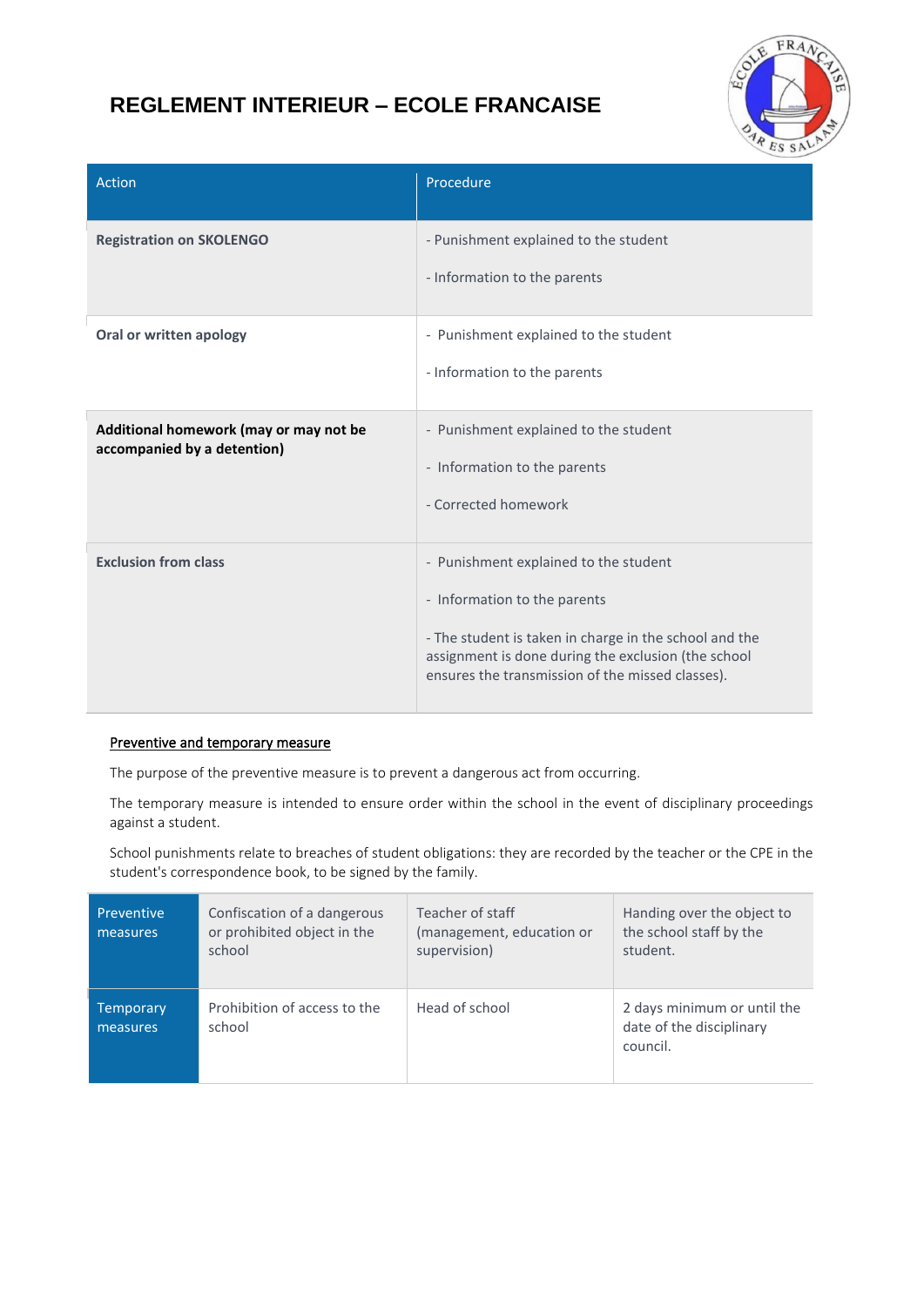# REGLEMENT INTERIEUR – ECOLE FRANCAISE

| Action | Procedure |
| --- | --- |
| **Registration on SKOLENGO** | - Punishment explained to the student<br>- Information to the parents |
| **Oral or written apology** | - Punishment explained to the student<br>- Information to the parents |
| **Additional homework (may or may not be accompanied by a detention)** | - Punishment explained to the student<br>- Information to the parents<br>- Corrected homework |
| **Exclusion from class** | - Punishment explained to the student<br>- Information to the parents<br>- The student is taken in charge in the school and the assignment is done during the exclusion (the school ensures the transmission of the missed classes). |

<u>Preventive and temporary measure</u>

The purpose of the preventive measure is to prevent a dangerous act from occurring.

The temporary measure is intended to ensure order within the school in the event of disciplinary proceedings against a student.

School punishments relate to breaches of student obligations: they are recorded by the teacher or the CPE in the student's correspondence book, to be signed by the family.

| | | | |
| --- | --- | --- | --- |
| Preventive measures | Confiscation of a dangerous or prohibited object in the school | Teacher of staff (management, education or supervision) | Handing over the object to the school staff by the student. |
| Temporary measures | Prohibition of access to the school | Head of school | 2 days minimum or until the date of the disciplinary council. |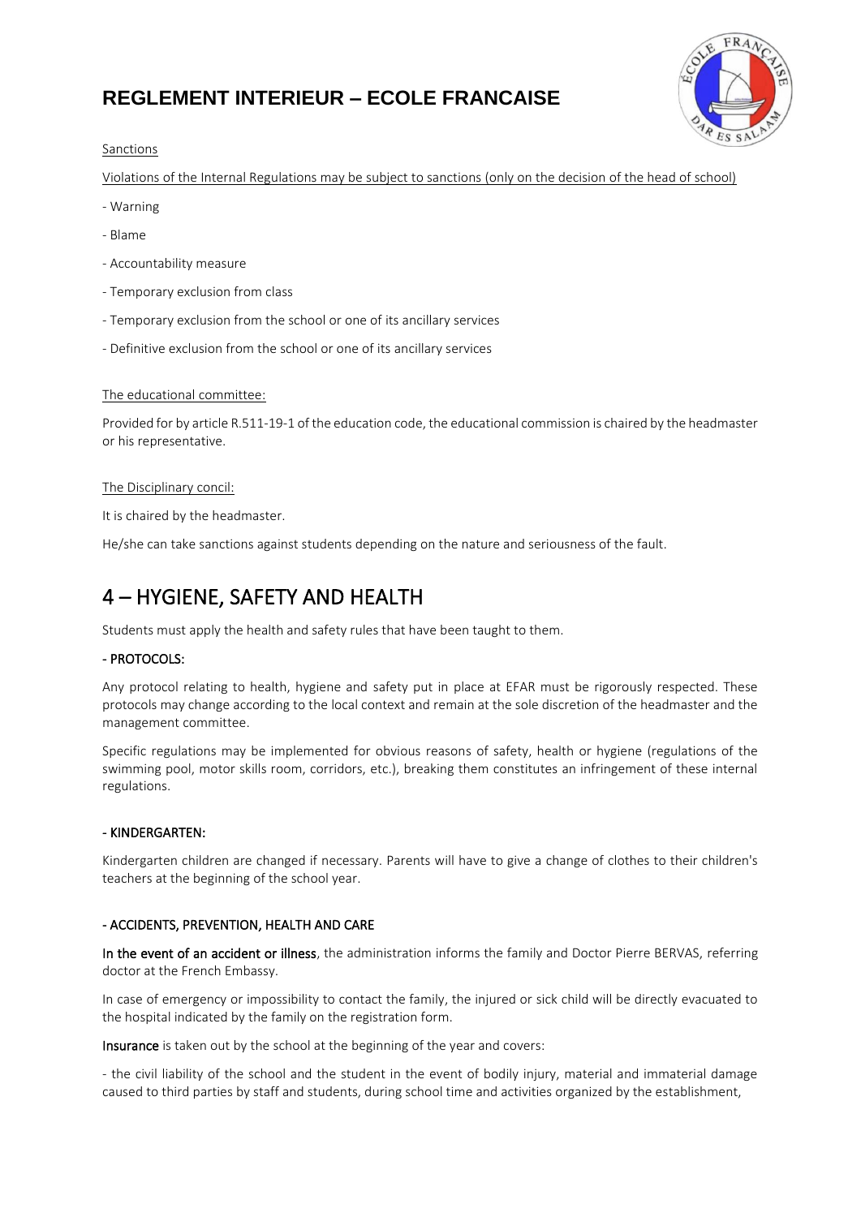Sanctions

Violations of the Internal Regulations may be subject to sanctions (only on the decision of the head of school)

- Warning
- Blame
- Accountability measure
- Temporary exclusion from class
- Temporary exclusion from the school or one of its ancillary services
- Definitive exclusion from the school or one of its ancillary services

The educational committee:

Provided for by article R.511-19-1 of the education code, the educational commission is chaired by the headmaster or his representative.

The Disciplinary concil:

It is chaired by the headmaster.

He/she can take sanctions against students depending on the nature and seriousness of the fault.

# 4 – HYGIENE, SAFETY AND HEALTH

Students must apply the health and safety rules that have been taught to them.

### - PROTOCOLS:

Any protocol relating to health, hygiene and safety put in place at EFAR must be rigorously respected. These protocols may change according to the local context and remain at the sole discretion of the headmaster and the management committee.

Specific regulations may be implemented for obvious reasons of safety, health or hygiene (regulations of the swimming pool, motor skills room, corridors, etc.), breaking them constitutes an infringement of these internal regulations.

### - KINDERGARTEN:

Kindergarten children are changed if necessary. Parents will have to give a change of clothes to their children's teachers at the beginning of the school year.

### - ACCIDENTS, PREVENTION, HEALTH AND CARE

**In the event of an accident or illness**, the administration informs the family and Doctor Pierre BERVAS, referring doctor at the French Embassy.

In case of emergency or impossibility to contact the family, the injured or sick child will be directly evacuated to the hospital indicated by the family on the registration form.

**Insurance** is taken out by the school at the beginning of the year and covers:

- the civil liability of the school and the student in the event of bodily injury, material and immaterial damage caused to third parties by staff and students, during school time and activities organized by the establishment,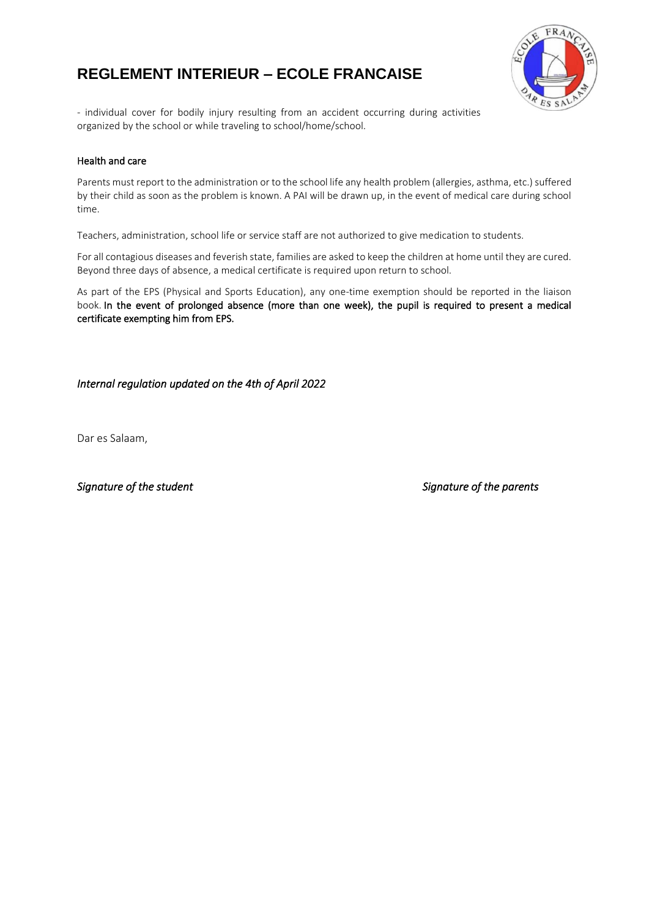# REGLEMENT INTERIEUR – ECOLE FRANCAISE

- individual cover for bodily injury resulting from an accident occurring during activities organized by the school or while traveling to school/home/school.

### Health and care

Parents must report to the administration or to the school life any health problem (allergies, asthma, etc.) suffered by their child as soon as the problem is known. A PAI will be drawn up, in the event of medical care during school time.

Teachers, administration, school life or service staff are not authorized to give medication to students.

For all contagious diseases and feverish state, families are asked to keep the children at home until they are cured. Beyond three days of absence, a medical certificate is required upon return to school.

As part of the EPS (Physical and Sports Education), any one-time exemption should be reported in the liaison book. **In the event of prolonged absence (more than one week), the pupil is required to present a medical certificate exempting him from EPS.**

*Internal regulation updated on the 4th of April 2022*

Dar es Salaam,

*Signature of the student*

*Signature of the parents*